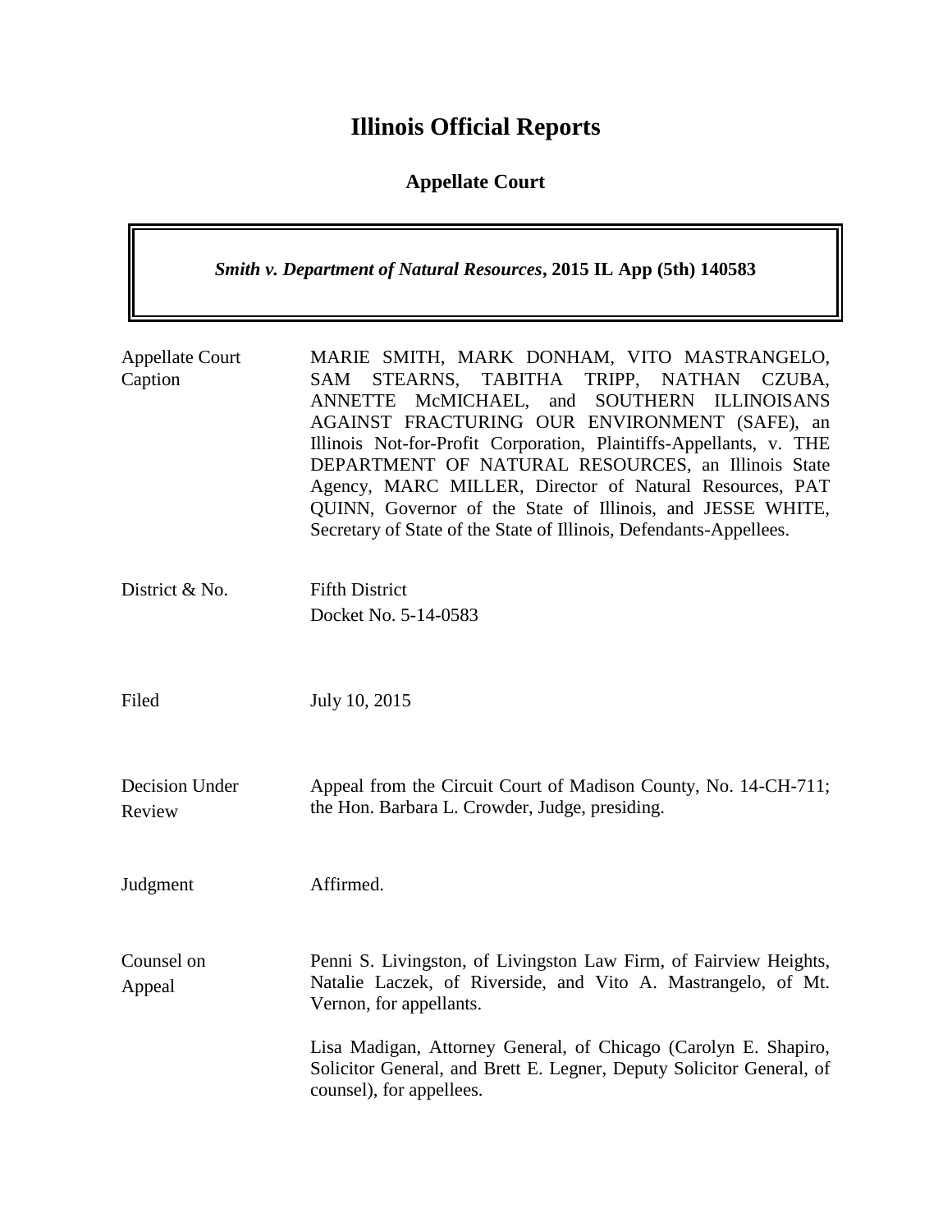# Illinois Official Reports

## Appellate Court

| *Smith v. Department of Natural Resources*, **2015 IL App (5th) 140583** |
|---|

| | |
|---|---|
| Appellate Court Caption | MARIE SMITH, MARK DONHAM, VITO MASTRANGELO, SAM STEARNS, TABITHA TRIPP, NATHAN CZUBA, ANNETTE McMICHAEL, and SOUTHERN ILLINOISANS AGAINST FRACTURING OUR ENVIRONMENT (SAFE), an Illinois Not-for-Profit Corporation, Plaintiffs-Appellants, v. THE DEPARTMENT OF NATURAL RESOURCES, an Illinois State Agency, MARC MILLER, Director of Natural Resources, PAT QUINN, Governor of the State of Illinois, and JESSE WHITE, Secretary of State of the State of Illinois, Defendants-Appellees. |
| District & No. | Fifth District<br>Docket No. 5-14-0583 |
| Filed | July 10, 2015 |
| Decision Under Review | Appeal from the Circuit Court of Madison County, No. 14-CH-711; the Hon. Barbara L. Crowder, Judge, presiding. |
| Judgment | Affirmed. |
| Counsel on Appeal | Penni S. Livingston, of Livingston Law Firm, of Fairview Heights, Natalie Laczek, of Riverside, and Vito A. Mastrangelo, of Mt. Vernon, for appellants.<br><br>Lisa Madigan, Attorney General, of Chicago (Carolyn E. Shapiro, Solicitor General, and Brett E. Legner, Deputy Solicitor General, of counsel), for appellees. |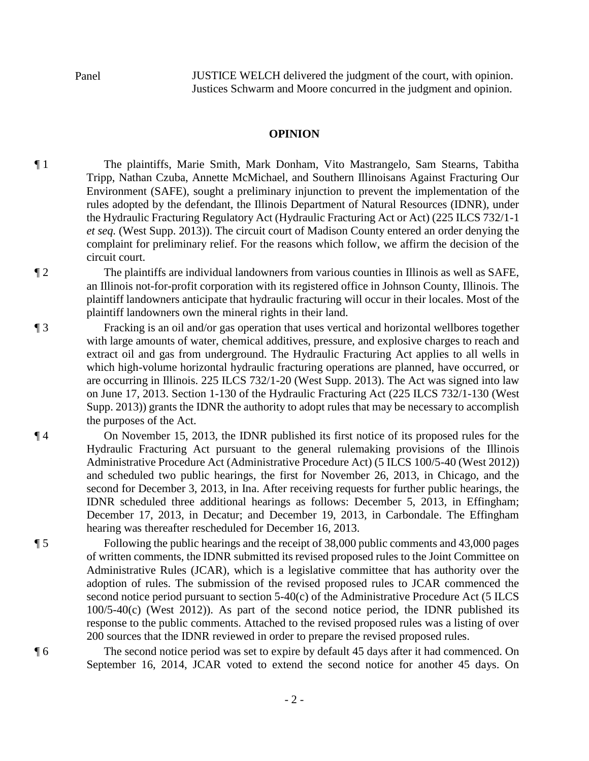Panel JUSTICE WELCH delivered the judgment of the court, with opinion. Justices Schwarm and Moore concurred in the judgment and opinion.

**OPINION**

¶ 1 The plaintiffs, Marie Smith, Mark Donham, Vito Mastrangelo, Sam Stearns, Tabitha Tripp, Nathan Czuba, Annette McMichael, and Southern Illinoisans Against Fracturing Our Environment (SAFE), sought a preliminary injunction to prevent the implementation of the rules adopted by the defendant, the Illinois Department of Natural Resources (IDNR), under the Hydraulic Fracturing Regulatory Act (Hydraulic Fracturing Act or Act) (225 ILCS 732/1-1 *et seq.* (West Supp. 2013)). The circuit court of Madison County entered an order denying the complaint for preliminary relief. For the reasons which follow, we affirm the decision of the circuit court.

¶ 2 The plaintiffs are individual landowners from various counties in Illinois as well as SAFE, an Illinois not-for-profit corporation with its registered office in Johnson County, Illinois. The plaintiff landowners anticipate that hydraulic fracturing will occur in their locales. Most of the plaintiff landowners own the mineral rights in their land.

¶ 3 Fracking is an oil and/or gas operation that uses vertical and horizontal wellbores together with large amounts of water, chemical additives, pressure, and explosive charges to reach and extract oil and gas from underground. The Hydraulic Fracturing Act applies to all wells in which high-volume horizontal hydraulic fracturing operations are planned, have occurred, or are occurring in Illinois. 225 ILCS 732/1-20 (West Supp. 2013). The Act was signed into law on June 17, 2013. Section 1-130 of the Hydraulic Fracturing Act (225 ILCS 732/1-130 (West Supp. 2013)) grants the IDNR the authority to adopt rules that may be necessary to accomplish the purposes of the Act.

¶ 4 On November 15, 2013, the IDNR published its first notice of its proposed rules for the Hydraulic Fracturing Act pursuant to the general rulemaking provisions of the Illinois Administrative Procedure Act (Administrative Procedure Act) (5 ILCS 100/5-40 (West 2012)) and scheduled two public hearings, the first for November 26, 2013, in Chicago, and the second for December 3, 2013, in Ina. After receiving requests for further public hearings, the IDNR scheduled three additional hearings as follows: December 5, 2013, in Effingham; December 17, 2013, in Decatur; and December 19, 2013, in Carbondale. The Effingham hearing was thereafter rescheduled for December 16, 2013.

¶ 5 Following the public hearings and the receipt of 38,000 public comments and 43,000 pages of written comments, the IDNR submitted its revised proposed rules to the Joint Committee on Administrative Rules (JCAR), which is a legislative committee that has authority over the adoption of rules. The submission of the revised proposed rules to JCAR commenced the second notice period pursuant to section 5-40(c) of the Administrative Procedure Act (5 ILCS 100/5-40(c) (West 2012)). As part of the second notice period, the IDNR published its response to the public comments. Attached to the revised proposed rules was a listing of over 200 sources that the IDNR reviewed in order to prepare the revised proposed rules.

¶ 6 The second notice period was set to expire by default 45 days after it had commenced. On September 16, 2014, JCAR voted to extend the second notice for another 45 days. On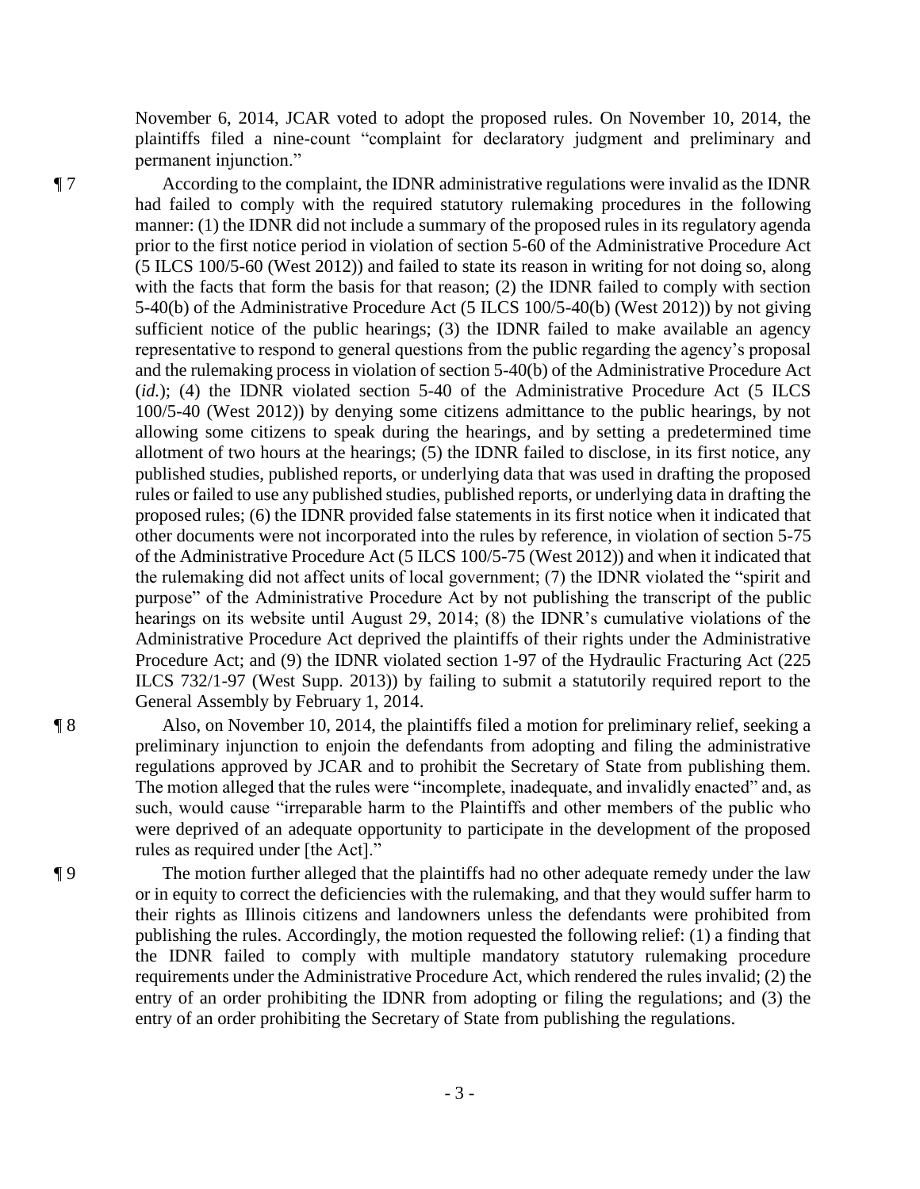November 6, 2014, JCAR voted to adopt the proposed rules. On November 10, 2014, the plaintiffs filed a nine-count "complaint for declaratory judgment and preliminary and permanent injunction."

¶ 7 According to the complaint, the IDNR administrative regulations were invalid as the IDNR had failed to comply with the required statutory rulemaking procedures in the following manner: (1) the IDNR did not include a summary of the proposed rules in its regulatory agenda prior to the first notice period in violation of section 5-60 of the Administrative Procedure Act (5 ILCS 100/5-60 (West 2012)) and failed to state its reason in writing for not doing so, along with the facts that form the basis for that reason; (2) the IDNR failed to comply with section 5-40(b) of the Administrative Procedure Act (5 ILCS 100/5-40(b) (West 2012)) by not giving sufficient notice of the public hearings; (3) the IDNR failed to make available an agency representative to respond to general questions from the public regarding the agency's proposal and the rulemaking process in violation of section 5-40(b) of the Administrative Procedure Act (*id.*); (4) the IDNR violated section 5-40 of the Administrative Procedure Act (5 ILCS 100/5-40 (West 2012)) by denying some citizens admittance to the public hearings, by not allowing some citizens to speak during the hearings, and by setting a predetermined time allotment of two hours at the hearings; (5) the IDNR failed to disclose, in its first notice, any published studies, published reports, or underlying data that was used in drafting the proposed rules or failed to use any published studies, published reports, or underlying data in drafting the proposed rules; (6) the IDNR provided false statements in its first notice when it indicated that other documents were not incorporated into the rules by reference, in violation of section 5-75 of the Administrative Procedure Act (5 ILCS 100/5-75 (West 2012)) and when it indicated that the rulemaking did not affect units of local government; (7) the IDNR violated the "spirit and purpose" of the Administrative Procedure Act by not publishing the transcript of the public hearings on its website until August 29, 2014; (8) the IDNR's cumulative violations of the Administrative Procedure Act deprived the plaintiffs of their rights under the Administrative Procedure Act; and (9) the IDNR violated section 1-97 of the Hydraulic Fracturing Act (225 ILCS 732/1-97 (West Supp. 2013)) by failing to submit a statutorily required report to the General Assembly by February 1, 2014.

¶ 8 Also, on November 10, 2014, the plaintiffs filed a motion for preliminary relief, seeking a preliminary injunction to enjoin the defendants from adopting and filing the administrative regulations approved by JCAR and to prohibit the Secretary of State from publishing them. The motion alleged that the rules were "incomplete, inadequate, and invalidly enacted" and, as such, would cause "irreparable harm to the Plaintiffs and other members of the public who were deprived of an adequate opportunity to participate in the development of the proposed rules as required under [the Act]."

¶ 9 The motion further alleged that the plaintiffs had no other adequate remedy under the law or in equity to correct the deficiencies with the rulemaking, and that they would suffer harm to their rights as Illinois citizens and landowners unless the defendants were prohibited from publishing the rules. Accordingly, the motion requested the following relief: (1) a finding that the IDNR failed to comply with multiple mandatory statutory rulemaking procedure requirements under the Administrative Procedure Act, which rendered the rules invalid; (2) the entry of an order prohibiting the IDNR from adopting or filing the regulations; and (3) the entry of an order prohibiting the Secretary of State from publishing the regulations.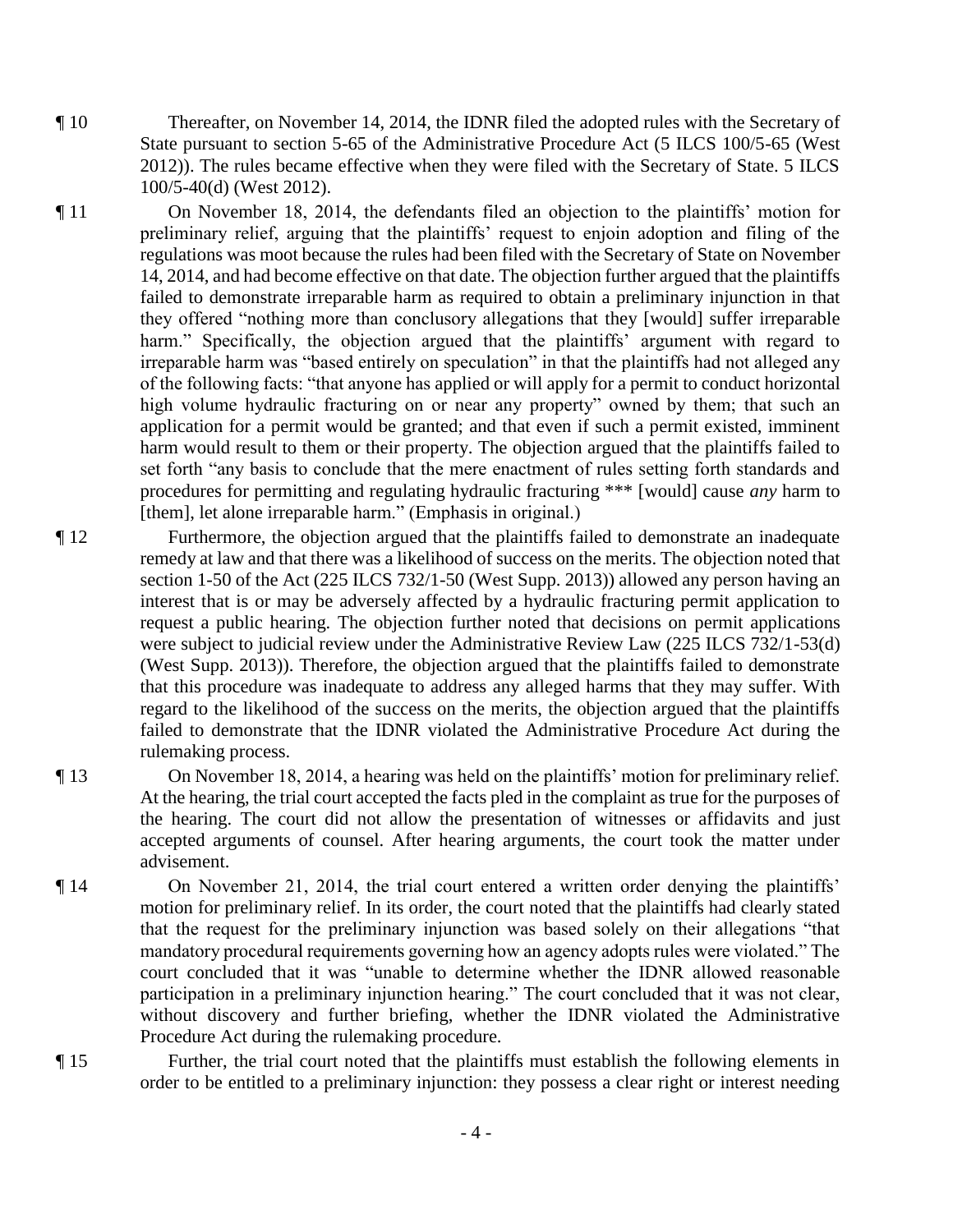¶ 10 Thereafter, on November 14, 2014, the IDNR filed the adopted rules with the Secretary of State pursuant to section 5-65 of the Administrative Procedure Act (5 ILCS 100/5-65 (West 2012)). The rules became effective when they were filed with the Secretary of State. 5 ILCS 100/5-40(d) (West 2012).

¶ 11 On November 18, 2014, the defendants filed an objection to the plaintiffs' motion for preliminary relief, arguing that the plaintiffs' request to enjoin adoption and filing of the regulations was moot because the rules had been filed with the Secretary of State on November 14, 2014, and had become effective on that date. The objection further argued that the plaintiffs failed to demonstrate irreparable harm as required to obtain a preliminary injunction in that they offered "nothing more than conclusory allegations that they [would] suffer irreparable harm." Specifically, the objection argued that the plaintiffs' argument with regard to irreparable harm was "based entirely on speculation" in that the plaintiffs had not alleged any of the following facts: "that anyone has applied or will apply for a permit to conduct horizontal high volume hydraulic fracturing on or near any property" owned by them; that such an application for a permit would be granted; and that even if such a permit existed, imminent harm would result to them or their property. The objection argued that the plaintiffs failed to set forth "any basis to conclude that the mere enactment of rules setting forth standards and procedures for permitting and regulating hydraulic fracturing *** [would] cause *any* harm to [them], let alone irreparable harm." (Emphasis in original.)

¶ 12 Furthermore, the objection argued that the plaintiffs failed to demonstrate an inadequate remedy at law and that there was a likelihood of success on the merits. The objection noted that section 1-50 of the Act (225 ILCS 732/1-50 (West Supp. 2013)) allowed any person having an interest that is or may be adversely affected by a hydraulic fracturing permit application to request a public hearing. The objection further noted that decisions on permit applications were subject to judicial review under the Administrative Review Law (225 ILCS 732/1-53(d) (West Supp. 2013)). Therefore, the objection argued that the plaintiffs failed to demonstrate that this procedure was inadequate to address any alleged harms that they may suffer. With regard to the likelihood of the success on the merits, the objection argued that the plaintiffs failed to demonstrate that the IDNR violated the Administrative Procedure Act during the rulemaking process.

¶ 13 On November 18, 2014, a hearing was held on the plaintiffs' motion for preliminary relief. At the hearing, the trial court accepted the facts pled in the complaint as true for the purposes of the hearing. The court did not allow the presentation of witnesses or affidavits and just accepted arguments of counsel. After hearing arguments, the court took the matter under advisement.

¶ 14 On November 21, 2014, the trial court entered a written order denying the plaintiffs' motion for preliminary relief. In its order, the court noted that the plaintiffs had clearly stated that the request for the preliminary injunction was based solely on their allegations "that mandatory procedural requirements governing how an agency adopts rules were violated." The court concluded that it was "unable to determine whether the IDNR allowed reasonable participation in a preliminary injunction hearing." The court concluded that it was not clear, without discovery and further briefing, whether the IDNR violated the Administrative Procedure Act during the rulemaking procedure.

¶ 15 Further, the trial court noted that the plaintiffs must establish the following elements in order to be entitled to a preliminary injunction: they possess a clear right or interest needing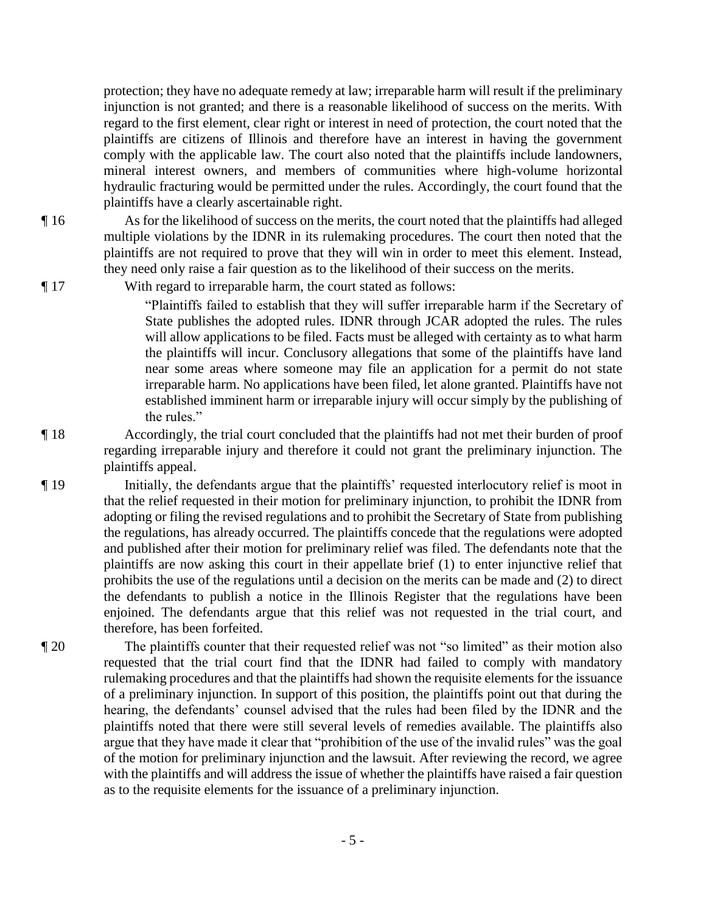protection; they have no adequate remedy at law; irreparable harm will result if the preliminary injunction is not granted; and there is a reasonable likelihood of success on the merits. With regard to the first element, clear right or interest in need of protection, the court noted that the plaintiffs are citizens of Illinois and therefore have an interest in having the government comply with the applicable law. The court also noted that the plaintiffs include landowners, mineral interest owners, and members of communities where high-volume horizontal hydraulic fracturing would be permitted under the rules. Accordingly, the court found that the plaintiffs have a clearly ascertainable right.

¶ 16 As for the likelihood of success on the merits, the court noted that the plaintiffs had alleged multiple violations by the IDNR in its rulemaking procedures. The court then noted that the plaintiffs are not required to prove that they will win in order to meet this element. Instead, they need only raise a fair question as to the likelihood of their success on the merits.

¶ 17 With regard to irreparable harm, the court stated as follows:

> "Plaintiffs failed to establish that they will suffer irreparable harm if the Secretary of State publishes the adopted rules. IDNR through JCAR adopted the rules. The rules will allow applications to be filed. Facts must be alleged with certainty as to what harm the plaintiffs will incur. Conclusory allegations that some of the plaintiffs have land near some areas where someone may file an application for a permit do not state irreparable harm. No applications have been filed, let alone granted. Plaintiffs have not established imminent harm or irreparable injury will occur simply by the publishing of the rules."

¶ 18 Accordingly, the trial court concluded that the plaintiffs had not met their burden of proof regarding irreparable injury and therefore it could not grant the preliminary injunction. The plaintiffs appeal.

¶ 19 Initially, the defendants argue that the plaintiffs' requested interlocutory relief is moot in that the relief requested in their motion for preliminary injunction, to prohibit the IDNR from adopting or filing the revised regulations and to prohibit the Secretary of State from publishing the regulations, has already occurred. The plaintiffs concede that the regulations were adopted and published after their motion for preliminary relief was filed. The defendants note that the plaintiffs are now asking this court in their appellate brief (1) to enter injunctive relief that prohibits the use of the regulations until a decision on the merits can be made and (2) to direct the defendants to publish a notice in the Illinois Register that the regulations have been enjoined. The defendants argue that this relief was not requested in the trial court, and therefore, has been forfeited.

¶ 20 The plaintiffs counter that their requested relief was not "so limited" as their motion also requested that the trial court find that the IDNR had failed to comply with mandatory rulemaking procedures and that the plaintiffs had shown the requisite elements for the issuance of a preliminary injunction. In support of this position, the plaintiffs point out that during the hearing, the defendants' counsel advised that the rules had been filed by the IDNR and the plaintiffs noted that there were still several levels of remedies available. The plaintiffs also argue that they have made it clear that "prohibition of the use of the invalid rules" was the goal of the motion for preliminary injunction and the lawsuit. After reviewing the record, we agree with the plaintiffs and will address the issue of whether the plaintiffs have raised a fair question as to the requisite elements for the issuance of a preliminary injunction.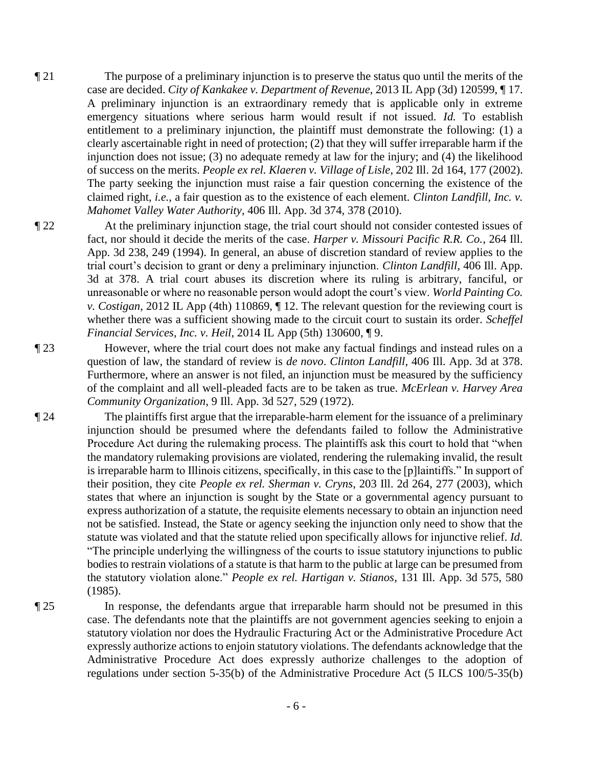¶ 21 The purpose of a preliminary injunction is to preserve the status quo until the merits of the case are decided. *City of Kankakee v. Department of Revenue*, 2013 IL App (3d) 120599, ¶ 17. A preliminary injunction is an extraordinary remedy that is applicable only in extreme emergency situations where serious harm would result if not issued. *Id.* To establish entitlement to a preliminary injunction, the plaintiff must demonstrate the following: (1) a clearly ascertainable right in need of protection; (2) that they will suffer irreparable harm if the injunction does not issue; (3) no adequate remedy at law for the injury; and (4) the likelihood of success on the merits. *People ex rel. Klaeren v. Village of Lisle*, 202 Ill. 2d 164, 177 (2002). The party seeking the injunction must raise a fair question concerning the existence of the claimed right, *i.e.*, a fair question as to the existence of each element. *Clinton Landfill, Inc. v. Mahomet Valley Water Authority*, 406 Ill. App. 3d 374, 378 (2010).

¶ 22 At the preliminary injunction stage, the trial court should not consider contested issues of fact, nor should it decide the merits of the case. *Harper v. Missouri Pacific R.R. Co.*, 264 Ill. App. 3d 238, 249 (1994). In general, an abuse of discretion standard of review applies to the trial court's decision to grant or deny a preliminary injunction. *Clinton Landfill*, 406 Ill. App. 3d at 378. A trial court abuses its discretion where its ruling is arbitrary, fanciful, or unreasonable or where no reasonable person would adopt the court's view. *World Painting Co. v. Costigan*, 2012 IL App (4th) 110869, ¶ 12. The relevant question for the reviewing court is whether there was a sufficient showing made to the circuit court to sustain its order. *Scheffel Financial Services, Inc. v. Heil*, 2014 IL App (5th) 130600, ¶ 9.

¶ 23 However, where the trial court does not make any factual findings and instead rules on a question of law, the standard of review is *de novo*. *Clinton Landfill*, 406 Ill. App. 3d at 378. Furthermore, where an answer is not filed, an injunction must be measured by the sufficiency of the complaint and all well-pleaded facts are to be taken as true. *McErlean v. Harvey Area Community Organization*, 9 Ill. App. 3d 527, 529 (1972).

¶ 24 The plaintiffs first argue that the irreparable-harm element for the issuance of a preliminary injunction should be presumed where the defendants failed to follow the Administrative Procedure Act during the rulemaking process. The plaintiffs ask this court to hold that "when the mandatory rulemaking provisions are violated, rendering the rulemaking invalid, the result is irreparable harm to Illinois citizens, specifically, in this case to the [p]laintiffs." In support of their position, they cite *People ex rel. Sherman v. Cryns*, 203 Ill. 2d 264, 277 (2003), which states that where an injunction is sought by the State or a governmental agency pursuant to express authorization of a statute, the requisite elements necessary to obtain an injunction need not be satisfied. Instead, the State or agency seeking the injunction only need to show that the statute was violated and that the statute relied upon specifically allows for injunctive relief. *Id.* "The principle underlying the willingness of the courts to issue statutory injunctions to public bodies to restrain violations of a statute is that harm to the public at large can be presumed from the statutory violation alone." *People ex rel. Hartigan v. Stianos*, 131 Ill. App. 3d 575, 580 (1985).

¶ 25 In response, the defendants argue that irreparable harm should not be presumed in this case. The defendants note that the plaintiffs are not government agencies seeking to enjoin a statutory violation nor does the Hydraulic Fracturing Act or the Administrative Procedure Act expressly authorize actions to enjoin statutory violations. The defendants acknowledge that the Administrative Procedure Act does expressly authorize challenges to the adoption of regulations under section 5-35(b) of the Administrative Procedure Act (5 ILCS 100/5-35(b)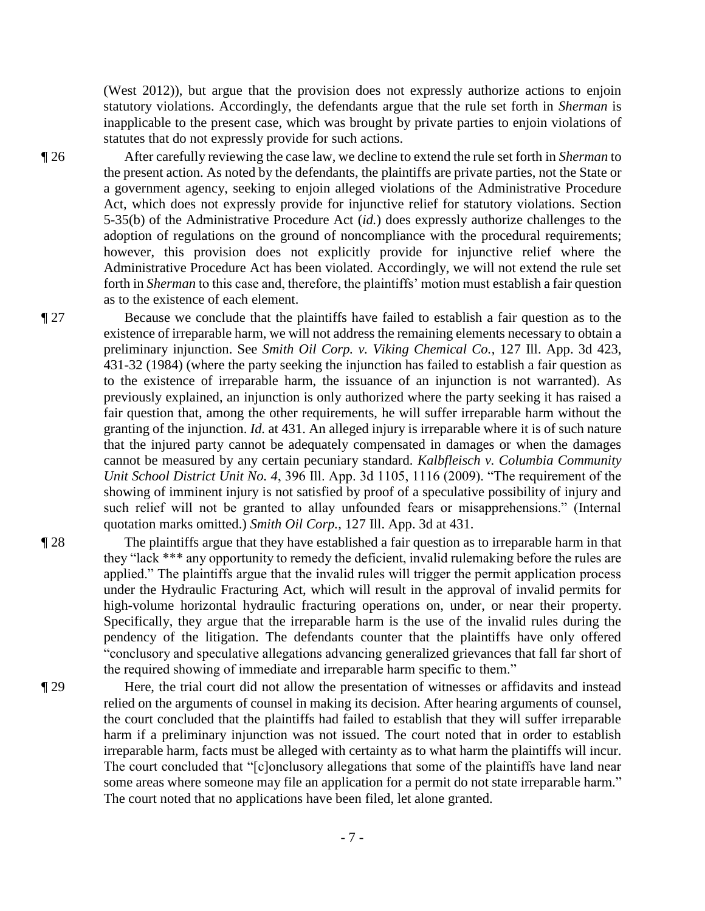(West 2012)), but argue that the provision does not expressly authorize actions to enjoin statutory violations. Accordingly, the defendants argue that the rule set forth in *Sherman* is inapplicable to the present case, which was brought by private parties to enjoin violations of statutes that do not expressly provide for such actions.

¶ 26 After carefully reviewing the case law, we decline to extend the rule set forth in *Sherman* to the present action. As noted by the defendants, the plaintiffs are private parties, not the State or a government agency, seeking to enjoin alleged violations of the Administrative Procedure Act, which does not expressly provide for injunctive relief for statutory violations. Section 5-35(b) of the Administrative Procedure Act (*id.*) does expressly authorize challenges to the adoption of regulations on the ground of noncompliance with the procedural requirements; however, this provision does not explicitly provide for injunctive relief where the Administrative Procedure Act has been violated. Accordingly, we will not extend the rule set forth in *Sherman* to this case and, therefore, the plaintiffs' motion must establish a fair question as to the existence of each element.

¶ 27 Because we conclude that the plaintiffs have failed to establish a fair question as to the existence of irreparable harm, we will not address the remaining elements necessary to obtain a preliminary injunction. See *Smith Oil Corp. v. Viking Chemical Co.*, 127 Ill. App. 3d 423, 431-32 (1984) (where the party seeking the injunction has failed to establish a fair question as to the existence of irreparable harm, the issuance of an injunction is not warranted). As previously explained, an injunction is only authorized where the party seeking it has raised a fair question that, among the other requirements, he will suffer irreparable harm without the granting of the injunction. *Id.* at 431. An alleged injury is irreparable where it is of such nature that the injured party cannot be adequately compensated in damages or when the damages cannot be measured by any certain pecuniary standard. *Kalbfleisch v. Columbia Community Unit School District Unit No. 4*, 396 Ill. App. 3d 1105, 1116 (2009). "The requirement of the showing of imminent injury is not satisfied by proof of a speculative possibility of injury and such relief will not be granted to allay unfounded fears or misapprehensions." (Internal quotation marks omitted.) *Smith Oil Corp.*, 127 Ill. App. 3d at 431.

¶ 28 The plaintiffs argue that they have established a fair question as to irreparable harm in that they "lack *** any opportunity to remedy the deficient, invalid rulemaking before the rules are applied." The plaintiffs argue that the invalid rules will trigger the permit application process under the Hydraulic Fracturing Act, which will result in the approval of invalid permits for high-volume horizontal hydraulic fracturing operations on, under, or near their property. Specifically, they argue that the irreparable harm is the use of the invalid rules during the pendency of the litigation. The defendants counter that the plaintiffs have only offered "conclusory and speculative allegations advancing generalized grievances that fall far short of the required showing of immediate and irreparable harm specific to them."

¶ 29 Here, the trial court did not allow the presentation of witnesses or affidavits and instead relied on the arguments of counsel in making its decision. After hearing arguments of counsel, the court concluded that the plaintiffs had failed to establish that they will suffer irreparable harm if a preliminary injunction was not issued. The court noted that in order to establish irreparable harm, facts must be alleged with certainty as to what harm the plaintiffs will incur. The court concluded that "[c]onclusory allegations that some of the plaintiffs have land near some areas where someone may file an application for a permit do not state irreparable harm." The court noted that no applications have been filed, let alone granted.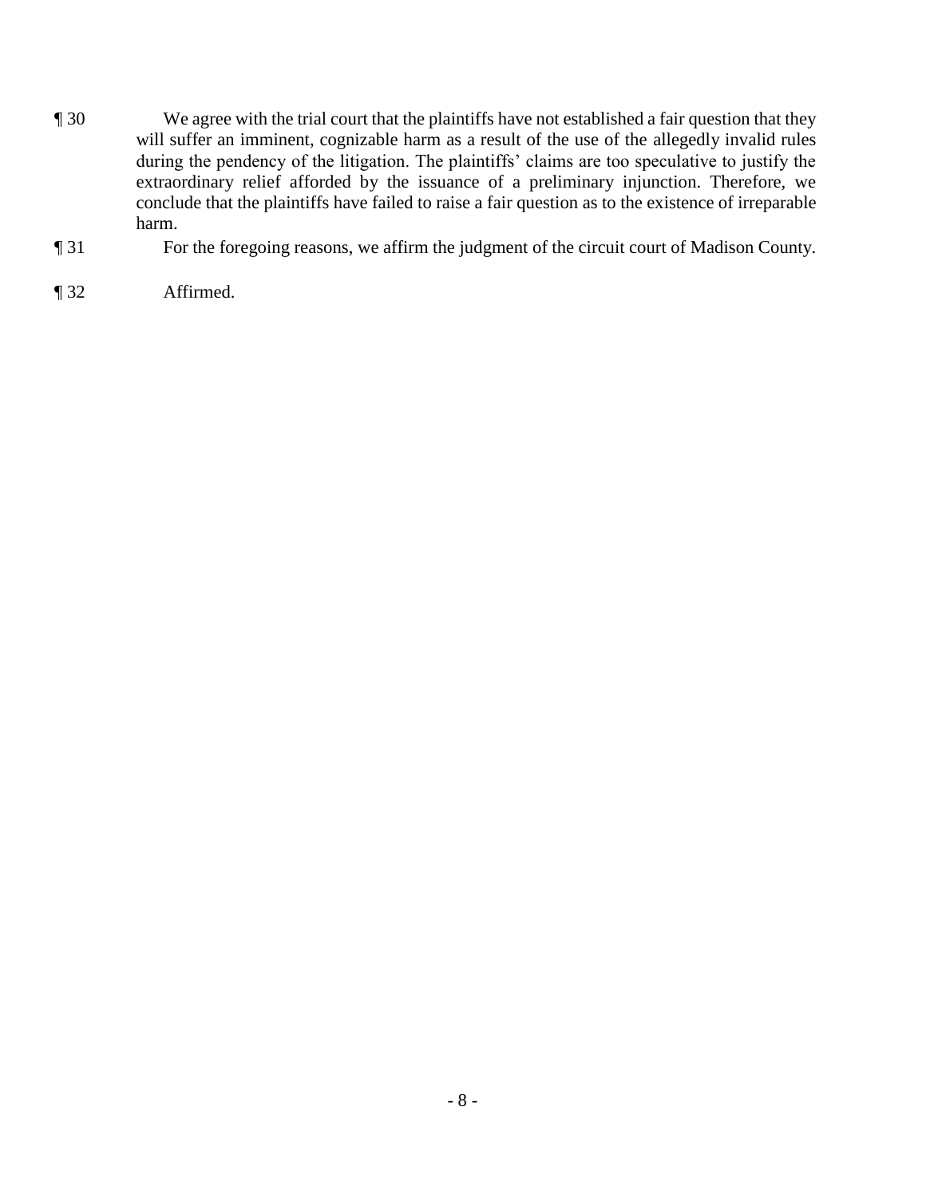¶ 30 We agree with the trial court that the plaintiffs have not established a fair question that they will suffer an imminent, cognizable harm as a result of the use of the allegedly invalid rules during the pendency of the litigation. The plaintiffs' claims are too speculative to justify the extraordinary relief afforded by the issuance of a preliminary injunction. Therefore, we conclude that the plaintiffs have failed to raise a fair question as to the existence of irreparable harm.

¶ 31 For the foregoing reasons, we affirm the judgment of the circuit court of Madison County.

¶ 32 Affirmed.